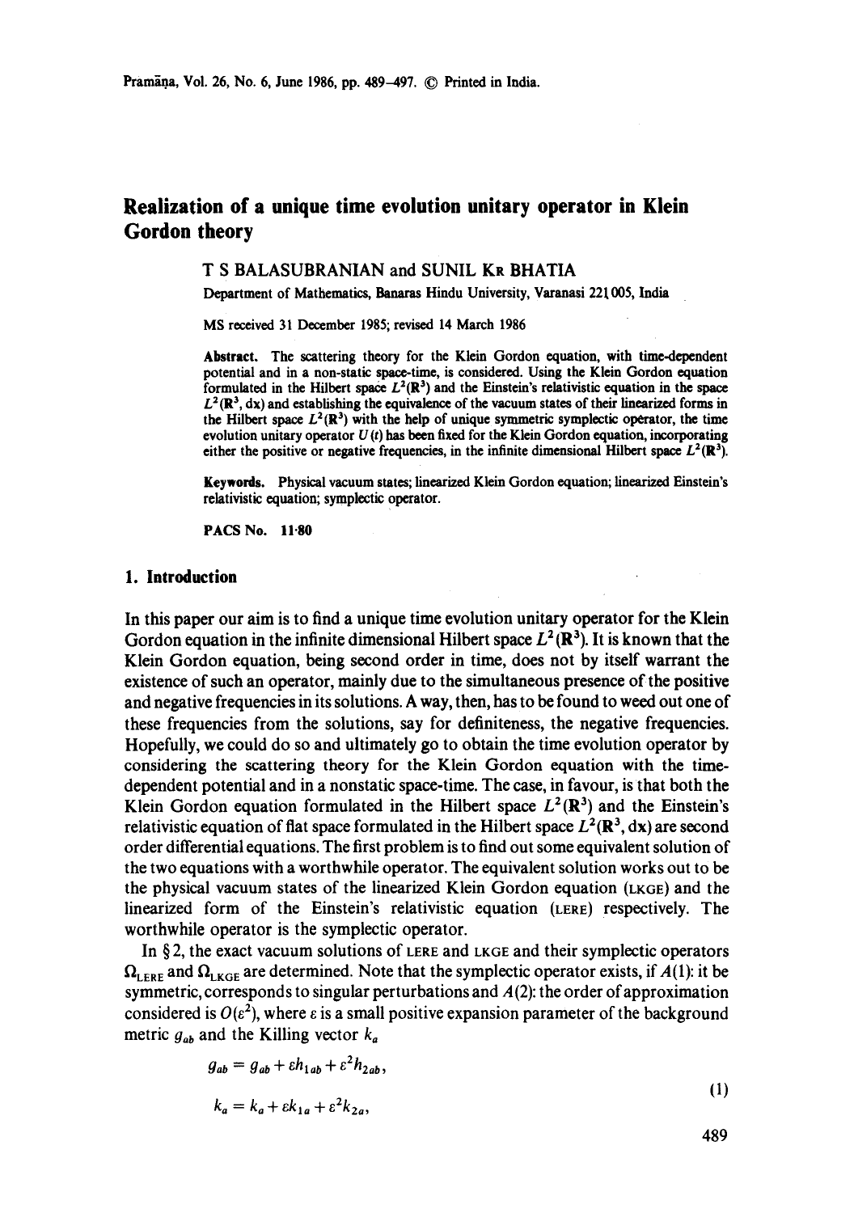# Realization of a unique time evolution unitary operator in Klein Gordon theory

T S BALASUBRANIAN and SUNIL KR BHATIA

Department of Mathematics, Banaras Hindu University, Varanasi 221005, India

MS received 31 December 1985; revised 14 March 1986

**Abstract.** The scattering theory for the Klein Gordon equation, with time-dependent potential and in a non-static space-time, is considered. Using the Klein Gordon equation formulated in the Hilbert space $L^2(\mathbf{R}^3)$ and the Einstein's relativistic equation in the space $L^2(\mathbf{R}^3, \mathrm{d}\mathbf{x})$ and establishing the equivalence of the vacuum states of their linearized forms in the Hilbert space $L^2(\mathbf{R}^3)$ with the help of unique symmetric symplectic operator, the time evolution unitary operator $U(t)$ has been fixed for the Klein Gordon equation, incorporating either the positive or negative frequencies, in the infinite dimensional Hilbert space $L^2(\mathbf{R}^3)$.

**Keywords.** Physical vacuum states; linearized Klein Gordon equation; linearized Einstein's relativistic equation; symplectic operator.

**PACS No.** 11·80

## 1. Introduction

In this paper our aim is to find a unique time evolution unitary operator for the Klein Gordon equation in the infinite dimensional Hilbert space $L^2(\mathbf{R}^3)$. It is known that the Klein Gordon equation, being second order in time, does not by itself warrant the existence of such an operator, mainly due to the simultaneous presence of the positive and negative frequencies in its solutions. A way, then, has to be found to weed out one of these frequencies from the solutions, say for definiteness, the negative frequencies. Hopefully, we could do so and ultimately go to obtain the time evolution operator by considering the scattering theory for the Klein Gordon equation with the time-dependent potential and in a nonstatic space-time. The case, in favour, is that both the Klein Gordon equation formulated in the Hilbert space $L^2(\mathbf{R}^3)$ and the Einstein's relativistic equation of flat space formulated in the Hilbert space $L^2(\mathbf{R}^3, \mathrm{d}\mathbf{x})$ are second order differential equations. The first problem is to find out some equivalent solution of the two equations with a worthwhile operator. The equivalent solution works out to be the physical vacuum states of the linearized Klein Gordon equation (LKGE) and the linearized form of the Einstein's relativistic equation (LERE) respectively. The worthwhile operator is the symplectic operator.

In §2, the exact vacuum solutions of LERE and LKGE and their symplectic operators $\Omega_{\mathrm{LERE}}$ and $\Omega_{\mathrm{LKGE}}$ are determined. Note that the symplectic operator exists, if $A(1)$: it be symmetric, corresponds to singular perturbations and $A(2)$: the order of approximation considered is $O(\varepsilon^2)$, where $\varepsilon$ is a small positive expansion parameter of the background metric $g_{ab}$ and the Killing vector $k_a$

$$
\begin{aligned}
g_{ab} &= g_{ab} + \varepsilon h_{1ab} + \varepsilon^2 h_{2ab}, \\
k_a &= k_a + \varepsilon k_{1a} + \varepsilon^2 k_{2a},
\end{aligned}
\tag{1}
$$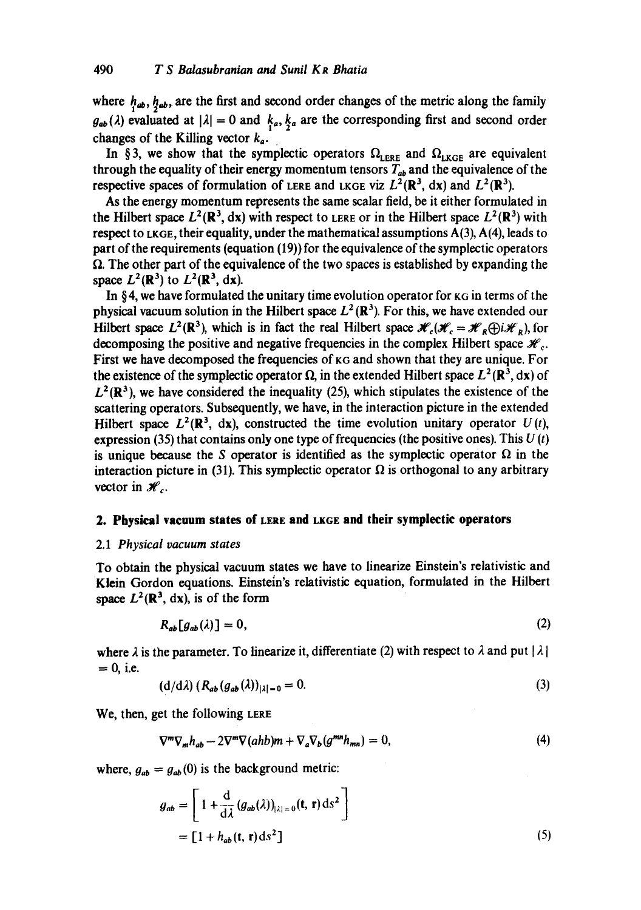where $\underset{1}{h}_{ab}$, $\underset{2}{h}_{ab}$, are the first and second order changes of the metric along the family $g_{ab}(\lambda)$ evaluated at $|\lambda| = 0$ and $\underset{1}{k}_a$, $\underset{2}{k}_a$ are the corresponding first and second order changes of the Killing vector $k_a$.

In §3, we show that the symplectic operators $\Omega_{\text{LERE}}$ and $\Omega_{\text{LKGE}}$ are equivalent through the equality of their energy momentum tensors $T_{ab}$ and the equivalence of the respective spaces of formulation of LERE and LKGE viz $L^2(\mathbf{R}^3, \mathrm{d}x)$ and $L^2(\mathbf{R}^3)$.

As the energy momentum represents the same scalar field, be it either formulated in the Hilbert space $L^2(\mathbf{R}^3, \mathrm{d}x)$ with respect to LERE or in the Hilbert space $L^2(\mathbf{R}^3)$ with respect to LKGE, their equality, under the mathematical assumptions A(3), A(4), leads to part of the requirements (equation (19)) for the equivalence of the symplectic operators $\Omega$. The other part of the equivalence of the two spaces is established by expanding the space $L^2(\mathbf{R}^3)$ to $L^2(\mathbf{R}^3, \mathrm{d}x)$.

In §4, we have formulated the unitary time evolution operator for KG in terms of the physical vacuum solution in the Hilbert space $L^2(\mathbf{R}^3)$. For this, we have extended our Hilbert space $L^2(\mathbf{R}^3)$, which is in fact the real Hilbert space $\mathscr{H}_c(\mathscr{H}_c = \mathscr{H}_R \oplus i\mathscr{H}_R)$, for decomposing the positive and negative frequencies in the complex Hilbert space $\mathscr{H}_c$. First we have decomposed the frequencies of KG and shown that they are unique. For the existence of the symplectic operator $\Omega$, in the extended Hilbert space $L^2(\mathbf{R}^3, \mathrm{d}x)$ of $L^2(\mathbf{R}^3)$, we have considered the inequality (25), which stipulates the existence of the scattering operators. Subsequently, we have, in the interaction picture in the extended Hilbert space $L^2(\mathbf{R}^3, \mathrm{d}x)$, constructed the time evolution unitary operator $U(t)$, expression (35) that contains only one type of frequencies (the positive ones). This $U(t)$ is unique because the $S$ operator is identified as the symplectic operator $\Omega$ in the interaction picture in (31). This symplectic operator $\Omega$ is orthogonal to any arbitrary vector in $\mathscr{H}_c$.

## 2. Physical vacuum states of LERE and LKGE and their symplectic operators

### 2.1 *Physical vacuum states*

To obtain the physical vacuum states we have to linearize Einstein's relativistic and Klein Gordon equations. Einstein's relativistic equation, formulated in the Hilbert space $L^2(\mathbf{R}^3, \mathrm{d}x)$, is of the form

$$R_{ab}[g_{ab}(\lambda)] = 0, \tag{2}$$

where $\lambda$ is the parameter. To linearize it, differentiate (2) with respect to $\lambda$ and put $|\lambda| = 0$, i.e.

$$(\mathrm{d}/\mathrm{d}\lambda)\,(R_{ab}(g_{ab}(\lambda))_{|\lambda|=0} = 0. \tag{3}$$

We, then, get the following LERE

$$\nabla^m \nabla_m h_{ab} - 2\nabla^m \nabla(ahb)m + \nabla_a \nabla_b (g^{mn} h_{mn}) = 0, \tag{4}$$

where, $g_{ab} = g_{ab}(0)$ is the background metric:

$$\begin{aligned} g_{ab} &= \left[\, 1 + \frac{\mathrm{d}}{\mathrm{d}\lambda}\,(g_{ab}(\lambda))_{|\lambda|=0}(\mathbf{t}, \mathbf{r})\,\mathrm{d}s^2 \right] \\ &= [1 + h_{ab}(\mathbf{t}, \mathbf{r})\,\mathrm{d}s^2] \end{aligned} \tag{5}$$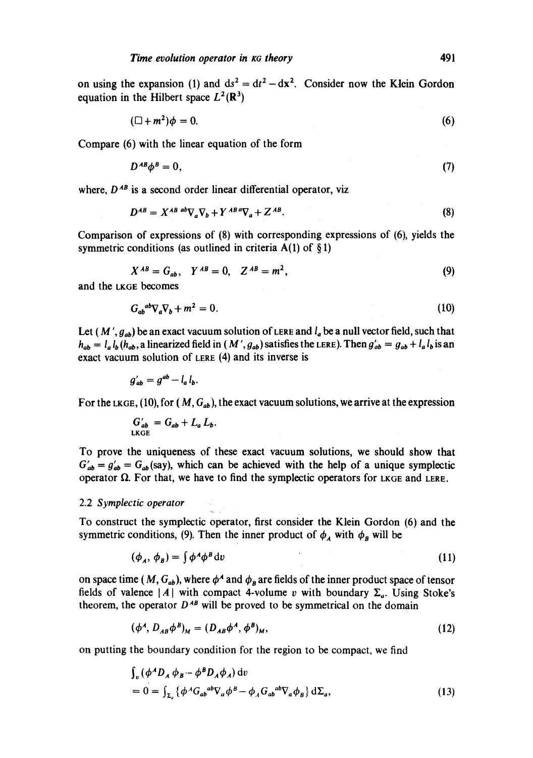on using the expansion (1) and $ds^2 = dt^2 - d\mathbf{x}^2$. Consider now the Klein Gordon equation in the Hilbert space $L^2(\mathbf{R}^3)$

$$(\Box + m^2)\phi = 0. \tag{6}$$

Compare (6) with the linear equation of the form

$$D^{AB}\phi^B = 0, \tag{7}$$

where, $D^{AB}$ is a second order linear differential operator, viz

$$D^{AB} = X^{AB\ ab}\nabla_a\nabla_b + Y^{AB\ a}\nabla_a + Z^{AB}. \tag{8}$$

Comparison of expressions of (8) with corresponding expressions of (6), yields the symmetric conditions (as outlined in criteria A(1) of § 1)

$$X^{AB} = G_{ab}, \quad Y^{AB} = 0, \quad Z^{AB} = m^2, \tag{9}$$

and the LKGE becomes

$$G_{ab}{}^{ab}\nabla_a\nabla_b + m^2 = 0. \tag{10}$$

Let $(M', g_{ab})$ be an exact vacuum solution of LERE and $l_a$ be a null vector field, such that $h_{ab} = l_a l_b$ ($h_{ab}$, a linearized field in $(M', g_{ab})$ satisfies the LERE). Then $g'_{ab} = g_{ab} + l_a l_b$ is an exact vacuum solution of LERE (4) and its inverse is

$$g'_{ab} = g^{ab} - l_a l_b.$$

For the LKGE, (10), for $(M, G_{ab})$, the exact vacuum solutions, we arrive at the expression

$$\underset{\text{LKGE}}{G'_{ab}} = G_{ab} + L_a L_b.$$

To prove the uniqueness of these exact vacuum solutions, we should show that $G'_{ab} = g'_{ab} = G_{ab}$ (say), which can be achieved with the help of a unique symplectic operator $\Omega$. For that, we have to find the symplectic operators for LKGE and LERE.

### 2.2 *Symplectic operator*

To construct the symplectic operator, first consider the Klein Gordon (6) and the symmetric conditions, (9). Then the inner product of $\phi_A$ with $\phi_B$ will be

$$(\phi_A, \phi_B) = \int \phi^A \phi^B \mathrm{d}v \tag{11}$$

on space time $(M, G_{ab})$, where $\phi^A$ and $\phi_B$ are fields of the inner product space of tensor fields of valence $|A|$ with compact 4-volume $v$ with boundary $\Sigma_a$. Using Stoke's theorem, the operator $D^{AB}$ will be proved to be symmetrical on the domain

$$(\phi^A, D_{AB}\phi^B)_M = (D_{AB}\phi^A, \phi^B)_M, \tag{12}$$

on putting the boundary condition for the region to be compact, we find

$$\begin{aligned}
&\int_v (\phi^A D_A \phi_B - \phi^B D_A \phi_A)\, \mathrm{d}v \\
&= 0 = \int_{\Sigma_a} \{\phi^A G_{ab}{}^{ab}\nabla_a \phi^B - \phi_A G_{ab}{}^{ab}\nabla_a \phi_B\}\, \mathrm{d}\Sigma_a,
\end{aligned} \tag{13}$$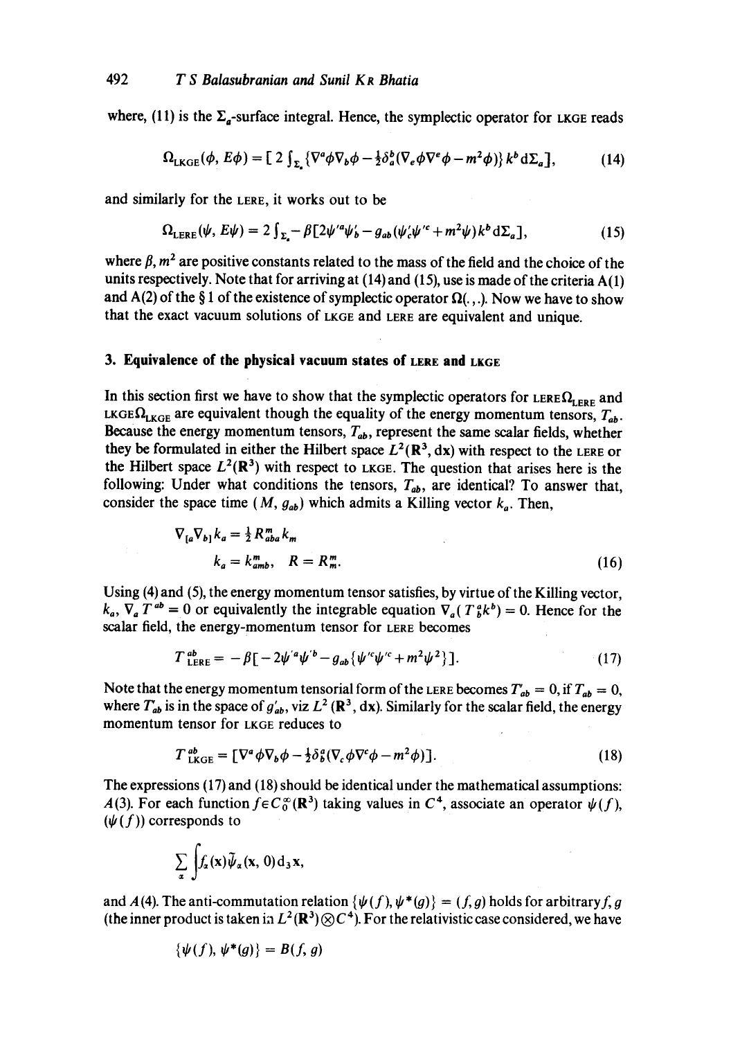where, (11) is the $\Sigma_a$-surface integral. Hence, the symplectic operator for LKGE reads

$$\Omega_{\text{LKGE}}(\phi, E\phi) = [\,2 \int_{\Sigma_a} \{\nabla^a \phi \nabla_b \phi - \tfrac{1}{2}\delta_a^b(\nabla_e \phi \nabla^e \phi - m^2 \phi)\} k^b \, d\Sigma_a], \tag{14}$$

and similarly for the LERE, it works out to be

$$\Omega_{\text{LERE}}(\psi, E\psi) = 2 \int_{\Sigma_a} - \beta[2\psi'^a \psi'_b - g_{ab}(\psi'_c \psi'^c + m^2 \psi) k^b \, d\Sigma_a], \tag{15}$$

where $\beta$, $m^2$ are positive constants related to the mass of the field and the choice of the units respectively. Note that for arriving at (14) and (15), use is made of the criteria A(1) and A(2) of the § 1 of the existence of symplectic operator $\Omega(.,.)$. Now we have to show that the exact vacuum solutions of LKGE and LERE are equivalent and unique.

## 3. Equivalence of the physical vacuum states of LERE and LKGE

In this section first we have to show that the symplectic operators for LERE $\Omega_{\text{LERE}}$ and LKGE $\Omega_{\text{LKGE}}$ are equivalent though the equality of the energy momentum tensors, $T_{ab}$. Because the energy momentum tensors, $T_{ab}$, represent the same scalar fields, whether they be formulated in either the Hilbert space $L^2(\mathbf{R}^3, dx)$ with respect to the LERE or the Hilbert space $L^2(\mathbf{R}^3)$ with respect to LKGE. The question that arises here is the following: Under what conditions the tensors, $T_{ab}$, are identical? To answer that, consider the space time $(M, g_{ab})$ which admits a Killing vector $k_a$. Then,

$$\begin{aligned} \nabla_{[a}\nabla_{b]} k_a &= \tfrac{1}{2} R^m_{aba} k_m \\ k_a = k^m_{amb}, \quad R &= R^m_m. \end{aligned} \tag{16}$$

Using (4) and (5), the energy momentum tensor satisfies, by virtue of the Killing vector, $k_a$, $\nabla_a T^{ab} = 0$ or equivalently the integrable equation $\nabla_a(T^a_b k^b) = 0$. Hence for the scalar field, the energy-momentum tensor for LERE becomes

$$T^{ab}_{\text{LERE}} = -\beta[-2\psi'^a \psi'^b - g_{ab}\{\psi'^c \psi'^c + m^2 \psi^2\}]. \tag{17}$$

Note that the energy momentum tensorial form of the LERE becomes $T'_{ab} = 0$, if $T_{ab} = 0$, where $T'_{ab}$ is in the space of $g'_{ab}$, viz $L^2(\mathbf{R}^3, dx)$. Similarly for the scalar field, the energy momentum tensor for LKGE reduces to

$$T^{ab}_{\text{LKGE}} = [\nabla^a \phi \nabla_b \phi - \tfrac{1}{2}\delta^a_b(\nabla_c \phi \nabla^c \phi - m^2 \phi)]. \tag{18}$$

The expressions (17) and (18) should be identical under the mathematical assumptions: $A(3)$. For each function $f \in C_0^\infty(\mathbf{R}^3)$ taking values in $C^4$, associate an operator $\psi(f)$, $(\psi(f))$ corresponds to

$$\sum_\alpha \int f_\alpha(\mathbf{x}) \tilde{\psi}_\alpha(\mathbf{x}, 0) \, d_3\mathbf{x},$$

and $A(4)$. The anti-commutation relation $\{\psi(f), \psi^*(g)\} = (f, g)$ holds for arbitrary $f, g$ (the inner product is taken in $L^2(\mathbf{R}^3) \otimes C^4$). For the relativistic case considered, we have

$$\{\psi(f), \psi^*(g)\} = B(f, g)$$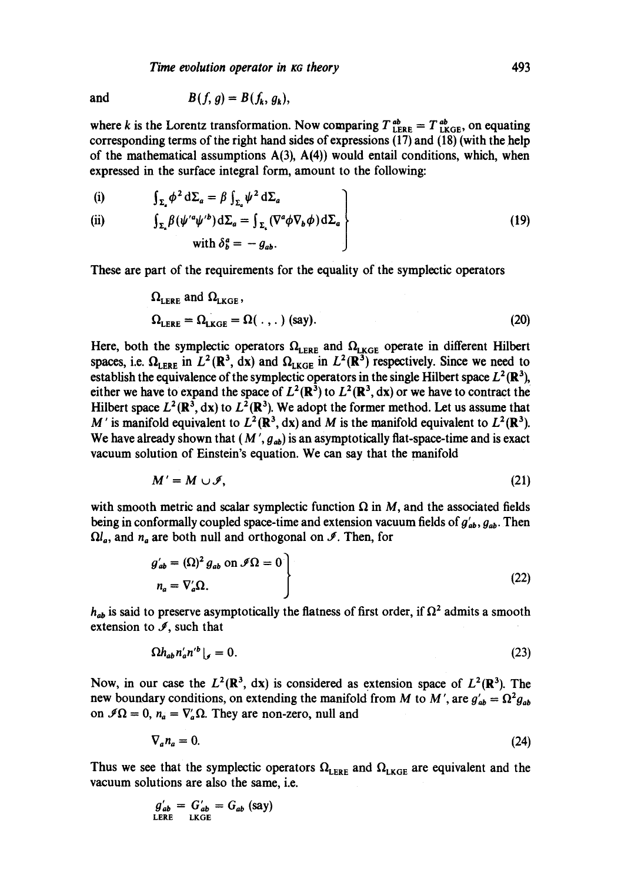and $$B(f, g) = B(f_k, g_k),$$

where $k$ is the Lorentz transformation. Now comparing $T^{ab}_{\text{LERE}} = T^{ab}_{\text{LKGE}}$, on equating corresponding terms of the right hand sides of expressions (17) and (18) (with the help of the mathematical assumptions A(3), A(4)) would entail conditions, which, when expressed in the surface integral form, amount to the following:

$$\left.\begin{array}{ll} \text{(i)} & \int_{\Sigma_a} \phi^2 \, d\Sigma_a = \beta \int_{\Sigma_a} \psi^2 \, d\Sigma_a \\ \text{(ii)} & \int_{\Sigma_a} \beta(\psi'^a \psi'^b) d\Sigma_a = \int_{\Sigma_a} (\nabla^a \phi \nabla_b \phi) d\Sigma_a \\ & \quad \text{with } \delta^a_b = -g_{ab}. \end{array}\right\} \tag{19}$$

These are part of the requirements for the equality of the symplectic operators

$$\Omega_{\text{LERE}} \text{ and } \Omega_{\text{LKGE}},$$

$$\Omega_{\text{LERE}} = \Omega_{\text{LKGE}} = \Omega(\,.\,,\,.\,) \text{ (say)}. \tag{20}$$

Here, both the symplectic operators $\Omega_{\text{LERE}}$ and $\Omega_{\text{LKGE}}$ operate in different Hilbert spaces, i.e. $\Omega_{\text{LERE}}$ in $L^2(\mathbf{R}^3, dx)$ and $\Omega_{\text{LKGE}}$ in $L^2(\mathbf{R}^3)$ respectively. Since we need to establish the equivalence of the symplectic operators in the single Hilbert space $L^2(\mathbf{R}^3)$, either we have to expand the space of $L^2(\mathbf{R}^3)$ to $L^2(\mathbf{R}^3, dx)$ or we have to contract the Hilbert space $L^2(\mathbf{R}^3, dx)$ to $L^2(\mathbf{R}^3)$. We adopt the former method. Let us assume that $M'$ is manifold equivalent to $L^2(\mathbf{R}^3, dx)$ and $M$ is the manifold equivalent to $L^2(\mathbf{R}^3)$. We have already shown that $(M', g_{ab})$ is an asymptotically flat-space-time and is exact vacuum solution of Einstein's equation. We can say that the manifold

$$M' = M \cup \mathscr{I}, \tag{21}$$

with smooth metric and scalar symplectic function $\Omega$ in $M$, and the associated fields being in conformally coupled space-time and extension vacuum fields of $g'_{ab}, g_{ab}$. Then $\Omega l_a$, and $n_a$ are both null and orthogonal on $\mathscr{I}$. Then, for

$$\left.\begin{array}{l} g'_{ab} = (\Omega)^2 g_{ab} \text{ on } \mathscr{I}\Omega = 0 \\ n_a = \nabla'_a \Omega. \end{array}\right\} \tag{22}$$

$h_{ab}$ is said to preserve asymptotically the flatness of first order, if $\Omega^2$ admits a smooth extension to $\mathscr{I}$, such that

$$\Omega h_{ab} n'_a n'^b \big|_{\mathscr{I}} = 0. \tag{23}$$

Now, in our case the $L^2(\mathbf{R}^3, dx)$ is considered as extension space of $L^2(\mathbf{R}^3)$. The new boundary conditions, on extending the manifold from $M$ to $M'$, are $g'_{ab} = \Omega^2 g_{ab}$ on $\mathscr{I}\Omega = 0$, $n_a = \nabla'_a \Omega$. They are non-zero, null and

$$\nabla_a n_a = 0. \tag{24}$$

Thus we see that the symplectic operators $\Omega_{\text{LERE}}$ and $\Omega_{\text{LKGE}}$ are equivalent and the vacuum solutions are also the same, i.e.

$$\underset{\text{LERE}}{g'_{ab}} = \underset{\text{LKGE}}{G'_{ab}} = G_{ab} \text{ (say)}$$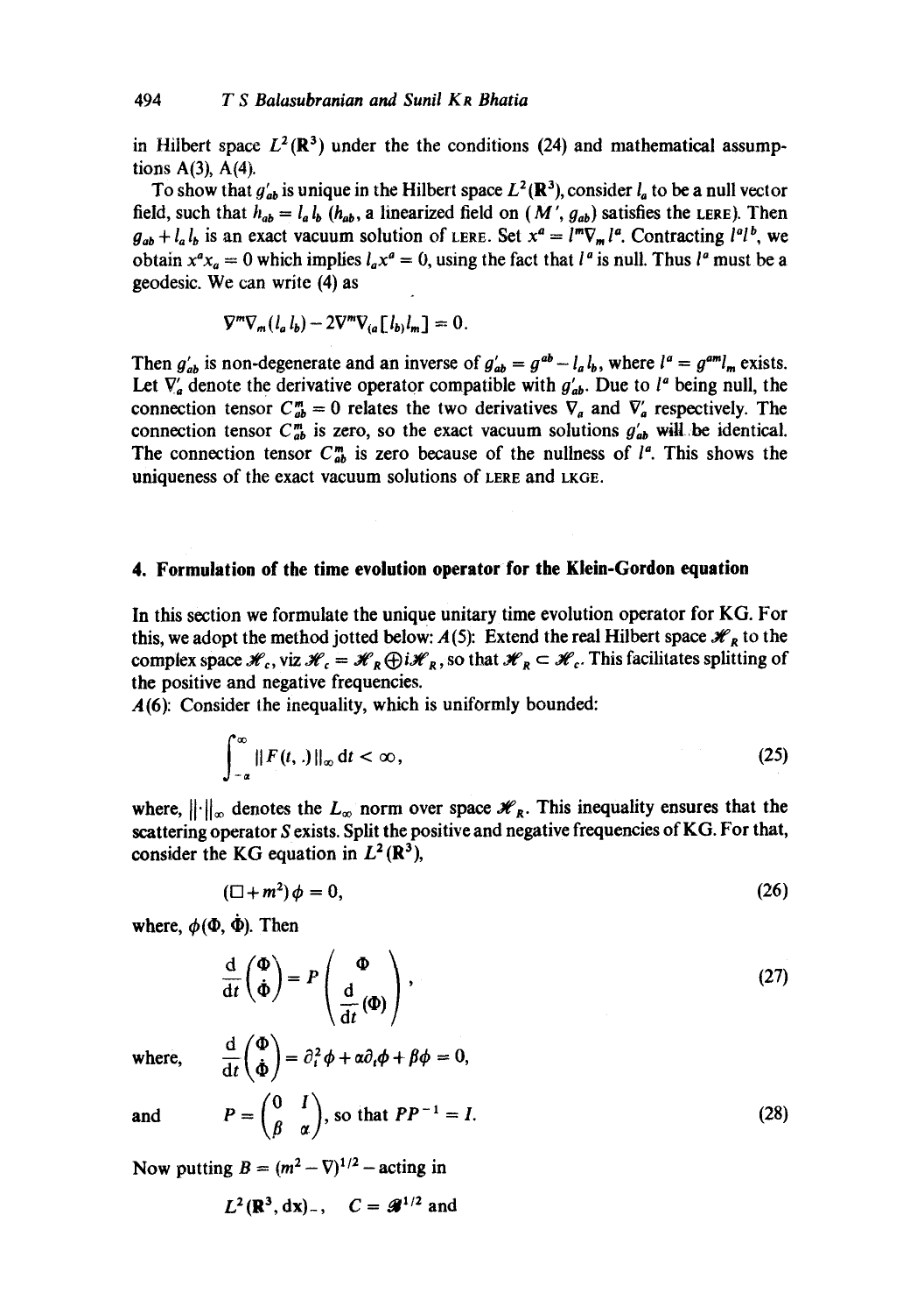in Hilbert space $L^2(\mathbf{R}^3)$ under the the conditions (24) and mathematical assumptions A(3), A(4).

To show that $g'_{ab}$ is unique in the Hilbert space $L^2(\mathbf{R}^3)$, consider $l_a$ to be a null vector field, such that $h_{ab} = l_a l_b$ ($h_{ab}$, a linearized field on $(M', g_{ab})$ satisfies the LERE). Then $g_{ab} + l_a l_b$ is an exact vacuum solution of LERE. Set $x^a = l^m \nabla_m l^a$. Contracting $l^a l^b$, we obtain $x^a x_a = 0$ which implies $l_a x^a = 0$, using the fact that $l^a$ is null. Thus $l^a$ must be a geodesic. We can write (4) as

$$\nabla^m \nabla_m (l_a l_b) - 2\nabla^m \nabla_{(a}[l_{b)} l_m] = 0.$$

Then $g'_{ab}$ is non-degenerate and an inverse of $g'_{ab} = g^{ab} - l_a l_b$, where $l^a = g^{am} l_m$ exists. Let $\nabla'_a$ denote the derivative operator compatible with $g'_{ab}$. Due to $l^a$ being null, the connection tensor $C^m_{ab} = 0$ relates the two derivatives $\nabla_a$ and $\nabla'_a$ respectively. The connection tensor $C^m_{ab}$ is zero, so the exact vacuum solutions $g'_{ab}$ will be identical. The connection tensor $C^m_{ab}$ is zero because of the nullness of $l^a$. This shows the uniqueness of the exact vacuum solutions of LERE and LKGE.

## 4. Formulation of the time evolution operator for the Klein-Gordon equation

In this section we formulate the unique unitary time evolution operator for KG. For this, we adopt the method jotted below: $A(5)$: Extend the real Hilbert space $\mathscr{H}_R$ to the complex space $\mathscr{H}_c$, viz $\mathscr{H}_c = \mathscr{H}_R \oplus i\mathscr{H}_R$, so that $\mathscr{H}_R \subset \mathscr{H}_c$. This facilitates splitting of the positive and negative frequencies.

$A(6)$: Consider the inequality, which is uniformly bounded:

$$\int_{-\alpha}^{\infty} \| F(t, .) \|_{\infty} \, dt < \infty, \tag{25}$$

where, $\|\cdot\|_{\infty}$ denotes the $L_{\infty}$ norm over space $\mathscr{H}_R$. This inequality ensures that the scattering operator $S$ exists. Split the positive and negative frequencies of KG. For that, consider the KG equation in $L^2(\mathbf{R}^3)$,

$$(\Box + m^2)\phi = 0, \tag{26}$$

where, $\phi(\Phi, \dot{\Phi})$. Then

$$\frac{d}{dt}\begin{pmatrix} \Phi \\ \dot{\Phi} \end{pmatrix} = P \begin{pmatrix} \Phi \\ \dfrac{d}{dt}(\Phi) \end{pmatrix}, \tag{27}$$

where, $$\frac{d}{dt}\begin{pmatrix} \Phi \\ \dot{\Phi} \end{pmatrix} = \partial_t^2 \phi + \alpha \partial_t \phi + \beta \phi = 0,$$

and $$P = \begin{pmatrix} 0 & I \\ \beta & \alpha \end{pmatrix}, \text{ so that } PP^{-1} = I. \tag{28}$$

Now putting $B = (m^2 - \nabla)^{1/2}$ – acting in

$$L^2(\mathbf{R}^3, d\mathbf{x})_-, \quad C = \mathscr{B}^{1/2} \text{ and}$$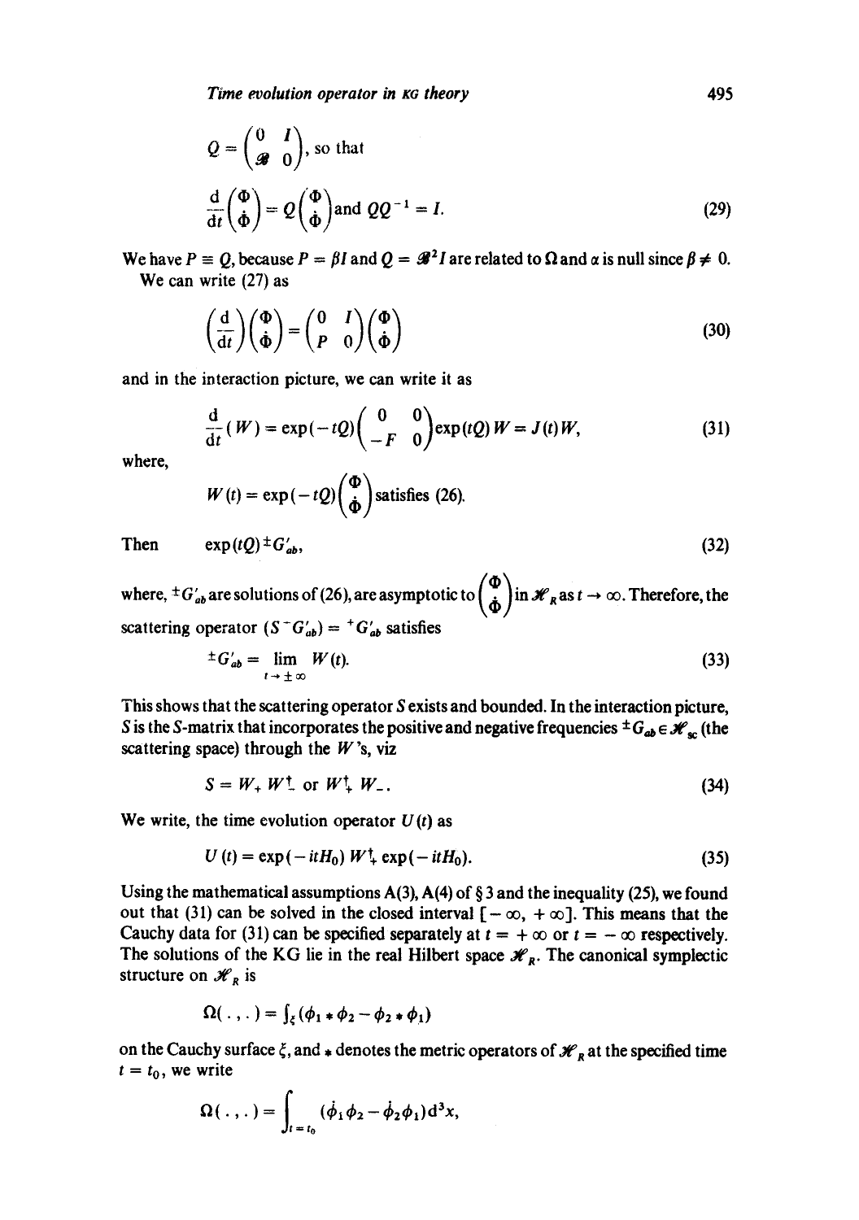$$Q = \begin{pmatrix} 0 & I \\ \mathscr{B} & 0 \end{pmatrix}, \text{ so that}$$

$$\frac{\mathrm{d}}{\mathrm{d}t}\begin{pmatrix} \Phi \\ \dot{\Phi} \end{pmatrix} = Q\begin{pmatrix} \Phi \\ \dot{\Phi} \end{pmatrix} \text{and } QQ^{-1} = I. \tag{29}$$

We have $P \equiv Q$, because $P = \beta I$ and $Q = \mathscr{B}^2 I$ are related to $\Omega$ and $\alpha$ is null since $\beta \neq 0$.

We can write (27) as

$$\left(\frac{\mathrm{d}}{\mathrm{d}t}\right)\begin{pmatrix} \Phi \\ \dot{\Phi} \end{pmatrix} = \begin{pmatrix} 0 & I \\ P & 0 \end{pmatrix}\begin{pmatrix} \Phi \\ \dot{\Phi} \end{pmatrix} \tag{30}$$

and in the interaction picture, we can write it as

$$\frac{\mathrm{d}}{\mathrm{d}t}(W) = \exp(-tQ)\begin{pmatrix} 0 & 0 \\ -F & 0 \end{pmatrix}\exp(tQ)\, W = J(t) W, \tag{31}$$

where,

$$W(t) = \exp(-tQ)\begin{pmatrix} \Phi \\ \dot{\Phi} \end{pmatrix} \text{ satisfies (26).}$$

Then $\quad \exp(tQ)\, {}^{\pm}G'_{ab}, \tag{32}$

where, ${}^{\pm}G'_{ab}$ are solutions of (26), are asymptotic to $\begin{pmatrix} \Phi \\ \dot{\Phi} \end{pmatrix}$ in $\mathscr{H}_R$ as $t \to \infty$. Therefore, the scattering operator $(S\, {}^{-}G'_{ab}) = {}^{+}G'_{ab}$ satisfies

$${}^{\pm}G'_{ab} = \lim_{t \to \pm\infty} W(t). \tag{33}$$

This shows that the scattering operator $S$ exists and bounded. In the interaction picture, $S$ is the $S$-matrix that incorporates the positive and negative frequencies ${}^{\pm}G_{ab} \in \mathscr{H}_{sc}$ (the scattering space) through the $W$'s, viz

$$S = W_+ W_-^{\dagger} \text{ or } W_+^{\dagger} W_-. \tag{34}$$

We write, the time evolution operator $U(t)$ as

$$U(t) = \exp(-itH_0)\, W_+^{\dagger} \exp(-itH_0). \tag{35}$$

Using the mathematical assumptions A(3), A(4) of § 3 and the inequality (25), we found out that (31) can be solved in the closed interval $[-\infty, +\infty]$. This means that the Cauchy data for (31) can be specified separately at $t = +\infty$ or $t = -\infty$ respectively. The solutions of the KG lie in the real Hilbert space $\mathscr{H}_R$. The canonical symplectic structure on $\mathscr{H}_R$ is

$$\Omega(\,.\,,\,.\,) = \int_{\xi} (\phi_1 * \phi_2 - \phi_2 * \phi_1)$$

on the Cauchy surface $\xi$, and $*$ denotes the metric operators of $\mathscr{H}_R$ at the specified time $t = t_0$, we write

$$\Omega(\,.\,,\,.\,) = \int_{t = t_0} (\dot{\phi}_1 \phi_2 - \dot{\phi}_2 \phi_1)\mathrm{d}^3x,$$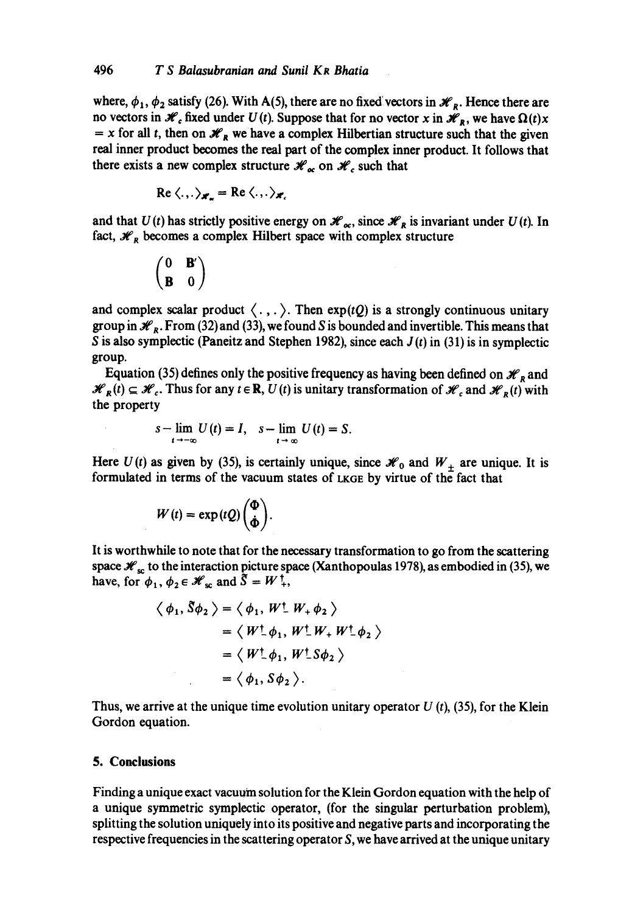where, $\phi_1$, $\phi_2$ satisfy (26). With A(5), there are no fixed vectors in $\mathscr{H}_R$. Hence there are no vectors in $\mathscr{H}_c$ fixed under $U(t)$. Suppose that for no vector $x$ in $\mathscr{H}_R$, we have $\Omega(t)x = x$ for all $t$, then on $\mathscr{H}_R$ we have a complex Hilbertian structure such that the given real inner product becomes the real part of the complex inner product. It follows that there exists a new complex structure $\mathscr{H}_{oc}$ on $\mathscr{H}_c$ such that

$$\operatorname{Re}\langle .,.\rangle_{\mathscr{H}_{oc}} = \operatorname{Re}\langle .,.\rangle_{\mathscr{H}_c}$$

and that $U(t)$ has strictly positive energy on $\mathscr{H}_{oc}$, since $\mathscr{H}_R$ is invariant under $U(t)$. In fact, $\mathscr{H}_R$ becomes a complex Hilbert space with complex structure

$$\begin{pmatrix} 0 & \mathbf{B}' \\ \mathbf{B} & 0 \end{pmatrix}$$

and complex scalar product $\langle .,.\rangle$. Then $\exp(tQ)$ is a strongly continuous unitary group in $\mathscr{H}_R$. From (32) and (33), we found $S$ is bounded and invertible. This means that $S$ is also symplectic (Paneitz and Stephen 1982), since each $J(t)$ in (31) is in symplectic group.

Equation (35) defines only the positive frequency as having been defined on $\mathscr{H}_R$ and $\mathscr{H}_R(t) \subseteq \mathscr{H}_c$. Thus for any $t \in \mathbf{R}$, $U(t)$ is unitary transformation of $\mathscr{H}_c$ and $\mathscr{H}_R(t)$ with the property

$$s-\lim_{t\to-\infty} U(t) = I, \quad s-\lim_{t\to\infty} U(t) = S.$$

Here $U(t)$ as given by (35), is certainly unique, since $\mathscr{H}_0$ and $W_{\pm}$ are unique. It is formulated in terms of the vacuum states of LKGE by virtue of the fact that

$$W(t) = \exp(tQ)\begin{pmatrix} \Phi \\ \dot{\Phi} \end{pmatrix}.$$

It is worthwhile to note that for the necessary transformation to go from the scattering space $\mathscr{H}_{sc}$ to the interaction picture space (Xanthopoulas 1978), as embodied in (35), we have, for $\phi_1, \phi_2 \in \mathscr{H}_{sc}$ and $\tilde{S} = W_+^{\dagger}$,

$$\begin{aligned}
\langle \phi_1, \tilde{S}\phi_2 \rangle &= \langle \phi_1, W_-^{\dagger} W_+ \phi_2 \rangle \\
&= \langle W_-^{\dagger}\phi_1, W_-^{\dagger} W_+ W_-^{\dagger}\phi_2 \rangle \\
&= \langle W_-^{\dagger}\phi_1, W_-^{\dagger} S\phi_2 \rangle \\
&= \langle \phi_1, S\phi_2 \rangle.
\end{aligned}$$

Thus, we arrive at the unique time evolution unitary operator $U(t)$, (35), for the Klein Gordon equation.

## 5. Conclusions

Finding a unique exact vacuum solution for the Klein Gordon equation with the help of a unique symmetric symplectic operator, (for the singular perturbation problem), splitting the solution uniquely into its positive and negative parts and incorporating the respective frequencies in the scattering operator $S$, we have arrived at the unique unitary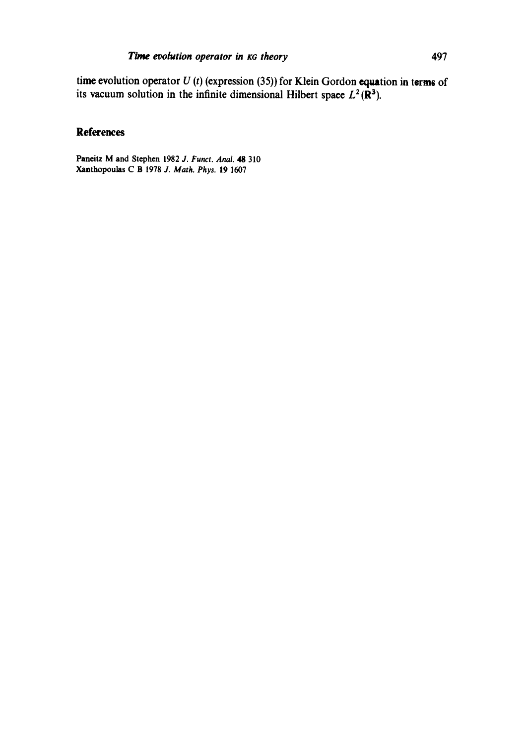time evolution operator $U(t)$ (expression (35)) for Klein Gordon equation in terms of its vacuum solution in the infinite dimensional Hilbert space $L^2(\mathbf{R}^3)$.

## References

Paneitz M and Stephen 1982 *J. Funct. Anal.* **48** 310
Xanthopoulas C B 1978 *J. Math. Phys.* **19** 1607